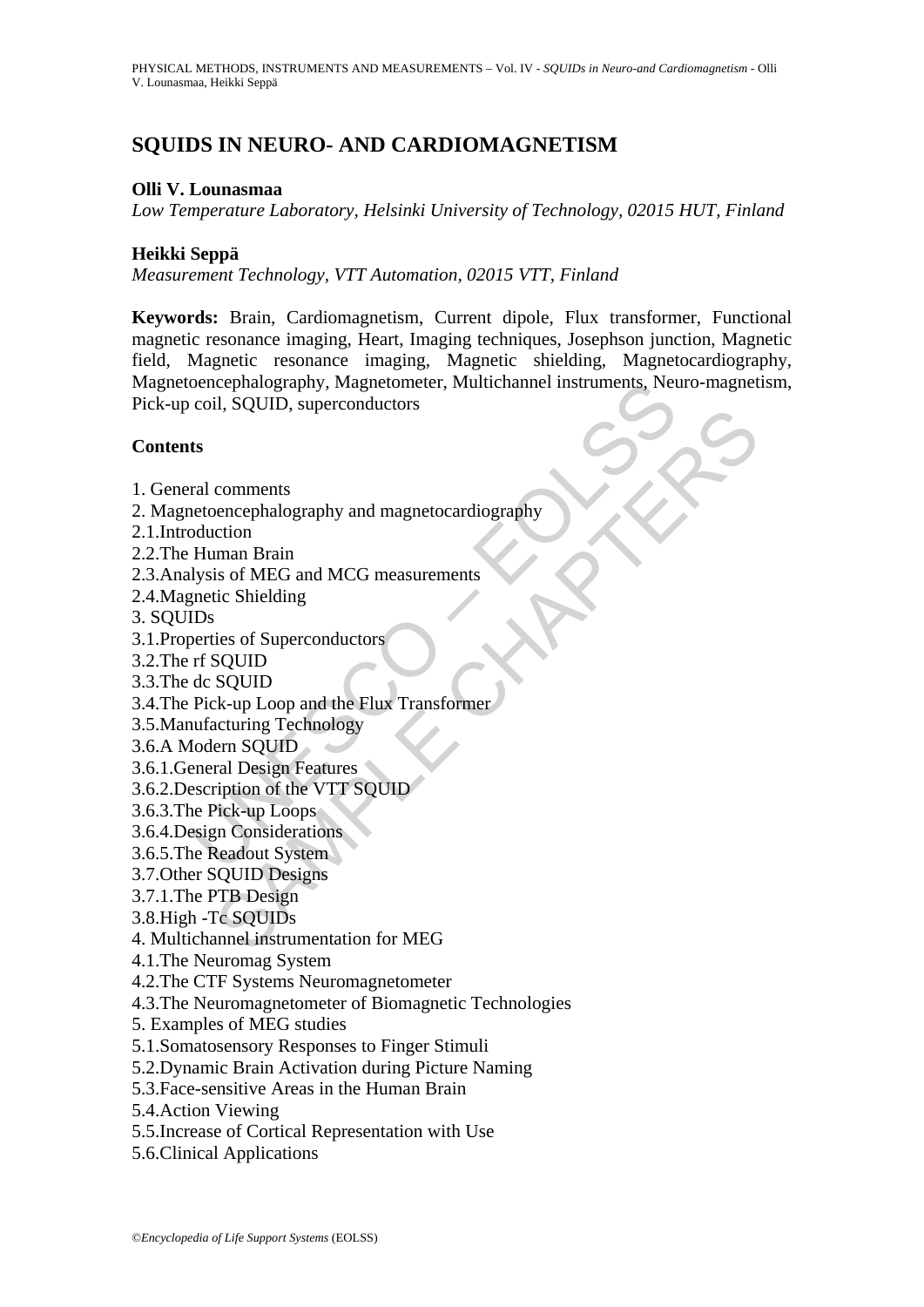# SQUIDS IN NEURO- AND CARDIOMAGNETISM

**Olli V. Lounasmaa**

*Low Temperature Laboratory, Helsinki University of Technology, 02015 HUT, Finland*

**Heikki Seppä**

*Measurement Technology, VTT Automation, 02015 VTT, Finland*

**Keywords:** Brain, Cardiomagnetism, Current dipole, Flux transformer, Functional magnetic resonance imaging, Heart, Imaging techniques, Josephson junction, Magnetic field, Magnetic resonance imaging, Magnetic shielding, Magnetocardiography, Magnetoencephalography, Magnetometer, Multichannel instruments, Neuro-magnetism, Pick-up coil, SQUID, superconductors

## Contents

1. General comments
2. Magnetoencephalography and magnetocardiography
2.1. Introduction
2.2. The Human Brain
2.3. Analysis of MEG and MCG measurements
2.4. Magnetic Shielding
3. SQUIDs
3.1. Properties of Superconductors
3.2. The rf SQUID
3.3. The dc SQUID
3.4. The Pick-up Loop and the Flux Transformer
3.5. Manufacturing Technology
3.6. A Modern SQUID
3.6.1. General Design Features
3.6.2. Description of the VTT SQUID
3.6.3. The Pick-up Loops
3.6.4. Design Considerations
3.6.5. The Readout System
3.7. Other SQUID Designs
3.7.1. The PTB Design
3.8. High -Tc SQUIDs
4. Multichannel instrumentation for MEG
4.1. The Neuromag System
4.2. The CTF Systems Neuromagnetometer
4.3. The Neuromagnetometer of Biomagnetic Technologies
5. Examples of MEG studies
5.1. Somatosensory Responses to Finger Stimuli
5.2. Dynamic Brain Activation during Picture Naming
5.3. Face-sensitive Areas in the Human Brain
5.4. Action Viewing
5.5. Increase of Cortical Representation with Use
5.6. Clinical Applications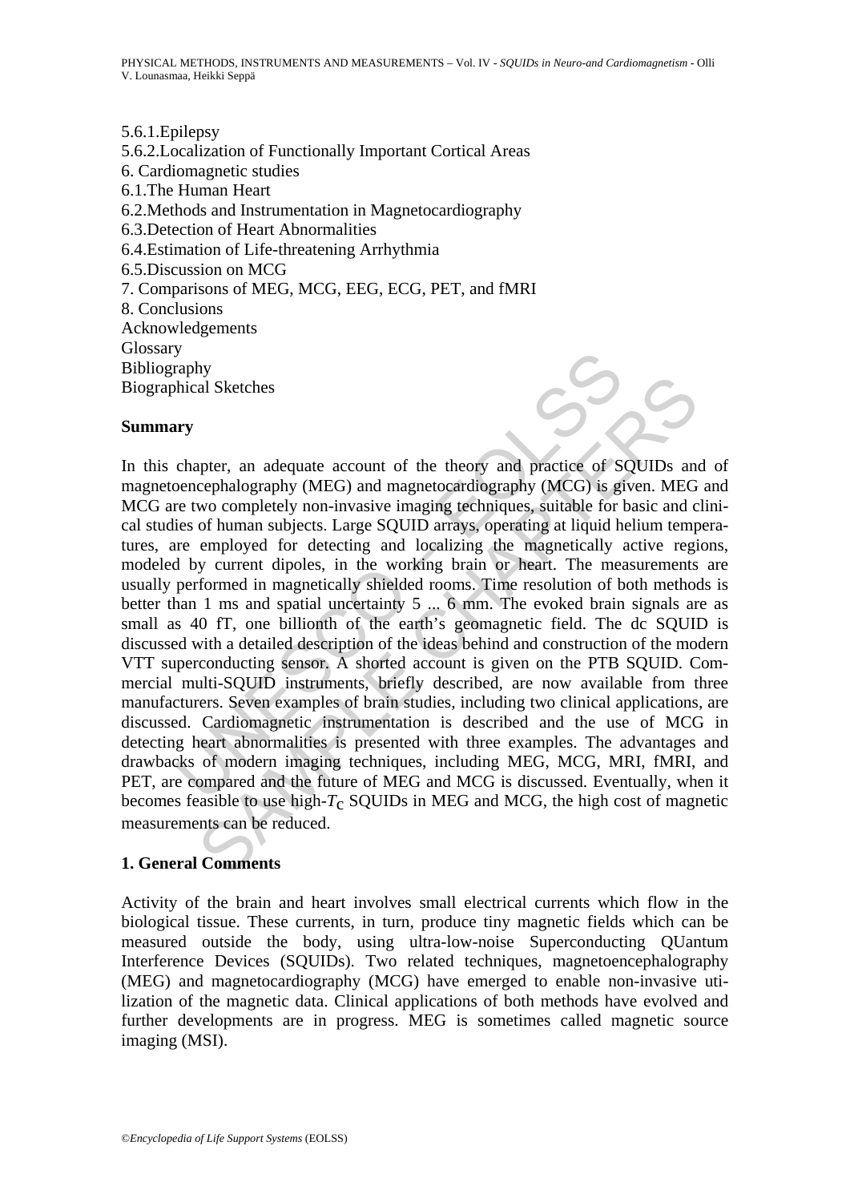5.6.1.Epilepsy
5.6.2.Localization of Functionally Important Cortical Areas
6. Cardiomagnetic studies
6.1.The Human Heart
6.2.Methods and Instrumentation in Magnetocardiography
6.3.Detection of Heart Abnormalities
6.4.Estimation of Life-threatening Arrhythmia
6.5.Discussion on MCG
7. Comparisons of MEG, MCG, EEG, ECG, PET, and fMRI
8. Conclusions
Acknowledgements
Glossary
Bibliography
Biographical Sketches

## Summary

In this chapter, an adequate account of the theory and practice of SQUIDs and of magnetoencephalography (MEG) and magnetocardiography (MCG) is given. MEG and MCG are two completely non-invasive imaging techniques, suitable for basic and clinical studies of human subjects. Large SQUID arrays, operating at liquid helium temperatures, are employed for detecting and localizing the magnetically active regions, modeled by current dipoles, in the working brain or heart. The measurements are usually performed in magnetically shielded rooms. Time resolution of both methods is better than 1 ms and spatial uncertainty 5 ... 6 mm. The evoked brain signals are as small as 40 fT, one billionth of the earth's geomagnetic field. The dc SQUID is discussed with a detailed description of the ideas behind and construction of the modern VTT superconducting sensor. A shorted account is given on the PTB SQUID. Commercial multi-SQUID instruments, briefly described, are now available from three manufacturers. Seven examples of brain studies, including two clinical applications, are discussed. Cardiomagnetic instrumentation is described and the use of MCG in detecting heart abnormalities is presented with three examples. The advantages and drawbacks of modern imaging techniques, including MEG, MCG, MRI, fMRI, and PET, are compared and the future of MEG and MCG is discussed. Eventually, when it becomes feasible to use high-$T_C$ SQUIDs in MEG and MCG, the high cost of magnetic measurements can be reduced.

## 1. General Comments

Activity of the brain and heart involves small electrical currents which flow in the biological tissue. These currents, in turn, produce tiny magnetic fields which can be measured outside the body, using ultra-low-noise Superconducting QUantum Interference Devices (SQUIDs). Two related techniques, magnetoencephalography (MEG) and magnetocardiography (MCG) have emerged to enable non-invasive utilization of the magnetic data. Clinical applications of both methods have evolved and further developments are in progress. MEG is sometimes called magnetic source imaging (MSI).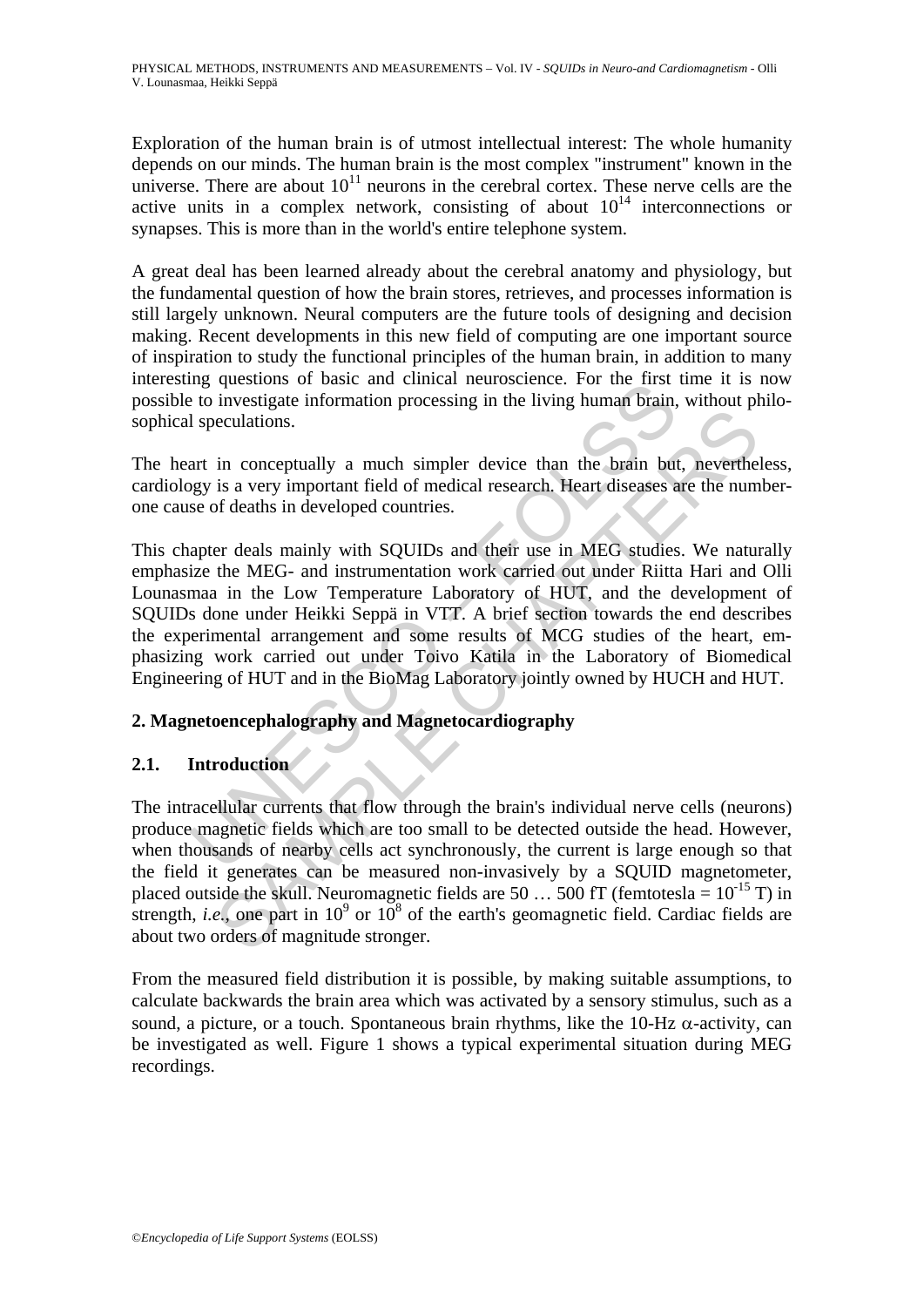Exploration of the human brain is of utmost intellectual interest: The whole humanity depends on our minds. The human brain is the most complex "instrument" known in the universe. There are about $10^{11}$ neurons in the cerebral cortex. These nerve cells are the active units in a complex network, consisting of about $10^{14}$ interconnections or synapses. This is more than in the world's entire telephone system.

A great deal has been learned already about the cerebral anatomy and physiology, but the fundamental question of how the brain stores, retrieves, and processes information is still largely unknown. Neural computers are the future tools of designing and decision making. Recent developments in this new field of computing are one important source of inspiration to study the functional principles of the human brain, in addition to many interesting questions of basic and clinical neuroscience. For the first time it is now possible to investigate information processing in the living human brain, without philosophical speculations.

The heart in conceptually a much simpler device than the brain but, nevertheless, cardiology is a very important field of medical research. Heart diseases are the number-one cause of deaths in developed countries.

This chapter deals mainly with SQUIDs and their use in MEG studies. We naturally emphasize the MEG- and instrumentation work carried out under Riitta Hari and Olli Lounasmaa in the Low Temperature Laboratory of HUT, and the development of SQUIDs done under Heikki Seppä in VTT. A brief section towards the end describes the experimental arrangement and some results of MCG studies of the heart, emphasizing work carried out under Toivo Katila in the Laboratory of Biomedical Engineering of HUT and in the BioMag Laboratory jointly owned by HUCH and HUT.

## 2. Magnetoencephalography and Magnetocardiography

### 2.1. Introduction

The intracellular currents that flow through the brain's individual nerve cells (neurons) produce magnetic fields which are too small to be detected outside the head. However, when thousands of nearby cells act synchronously, the current is large enough so that the field it generates can be measured non-invasively by a SQUID magnetometer, placed outside the skull. Neuromagnetic fields are 50 … 500 fT (femtotesla = $10^{-15}$ T) in strength, *i.e.*, one part in $10^9$ or $10^8$ of the earth's geomagnetic field. Cardiac fields are about two orders of magnitude stronger.

From the measured field distribution it is possible, by making suitable assumptions, to calculate backwards the brain area which was activated by a sensory stimulus, such as a sound, a picture, or a touch. Spontaneous brain rhythms, like the 10-Hz $\alpha$-activity, can be investigated as well. Figure 1 shows a typical experimental situation during MEG recordings.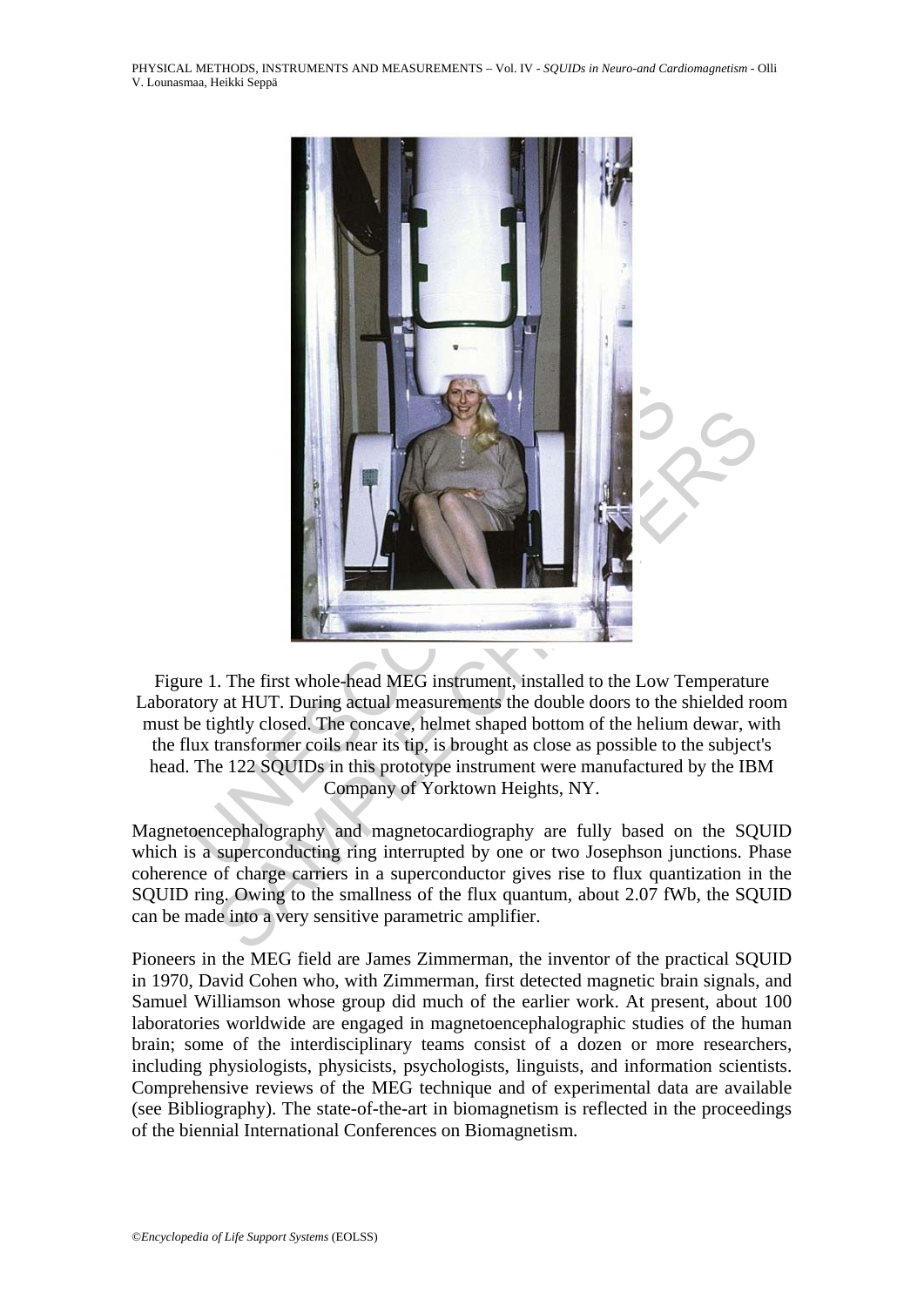Figure 1. The first whole-head MEG instrument, installed to the Low Temperature Laboratory at HUT. During actual measurements the double doors to the shielded room must be tightly closed. The concave, helmet shaped bottom of the helium dewar, with the flux transformer coils near its tip, is brought as close as possible to the subject's head. The 122 SQUIDs in this prototype instrument were manufactured by the IBM Company of Yorktown Heights, NY.

Magnetoencephalography and magnetocardiography are fully based on the SQUID which is a superconducting ring interrupted by one or two Josephson junctions. Phase coherence of charge carriers in a superconductor gives rise to flux quantization in the SQUID ring. Owing to the smallness of the flux quantum, about 2.07 fWb, the SQUID can be made into a very sensitive parametric amplifier.

Pioneers in the MEG field are James Zimmerman, the inventor of the practical SQUID in 1970, David Cohen who, with Zimmerman, first detected magnetic brain signals, and Samuel Williamson whose group did much of the earlier work. At present, about 100 laboratories worldwide are engaged in magnetoencephalographic studies of the human brain; some of the interdisciplinary teams consist of a dozen or more researchers, including physiologists, physicists, psychologists, linguists, and information scientists. Comprehensive reviews of the MEG technique and of experimental data are available (see Bibliography). The state-of-the-art in biomagnetism is reflected in the proceedings of the biennial International Conferences on Biomagnetism.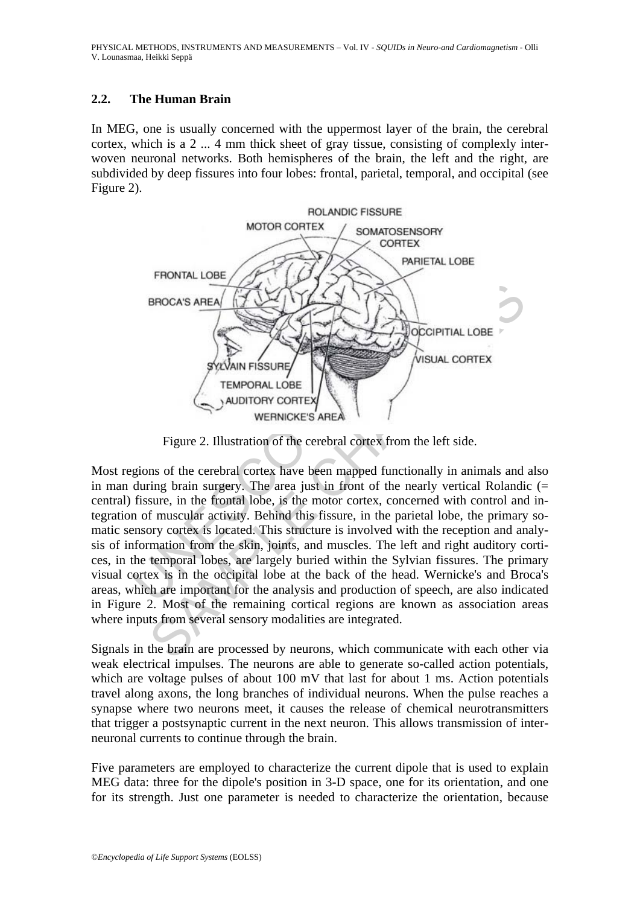## 2.2. The Human Brain

In MEG, one is usually concerned with the uppermost layer of the brain, the cerebral cortex, which is a 2 ... 4 mm thick sheet of gray tissue, consisting of complexly interwoven neuronal networks. Both hemispheres of the brain, the left and the right, are subdivided by deep fissures into four lobes: frontal, parietal, temporal, and occipital (see Figure 2).

Figure 2. Illustration of the cerebral cortex from the left side.

Most regions of the cerebral cortex have been mapped functionally in animals and also in man during brain surgery. The area just in front of the nearly vertical Rolandic (= central) fissure, in the frontal lobe, is the motor cortex, concerned with control and integration of muscular activity. Behind this fissure, in the parietal lobe, the primary somatic sensory cortex is located. This structure is involved with the reception and analysis of information from the skin, joints, and muscles. The left and right auditory cortices, in the temporal lobes, are largely buried within the Sylvian fissures. The primary visual cortex is in the occipital lobe at the back of the head. Wernicke's and Broca's areas, which are important for the analysis and production of speech, are also indicated in Figure 2. Most of the remaining cortical regions are known as association areas where inputs from several sensory modalities are integrated.

Signals in the brain are processed by neurons, which communicate with each other via weak electrical impulses. The neurons are able to generate so-called action potentials, which are voltage pulses of about 100 mV that last for about 1 ms. Action potentials travel along axons, the long branches of individual neurons. When the pulse reaches a synapse where two neurons meet, it causes the release of chemical neurotransmitters that trigger a postsynaptic current in the next neuron. This allows transmission of interneuronal currents to continue through the brain.

Five parameters are employed to characterize the current dipole that is used to explain MEG data: three for the dipole's position in 3-D space, one for its orientation, and one for its strength. Just one parameter is needed to characterize the orientation, because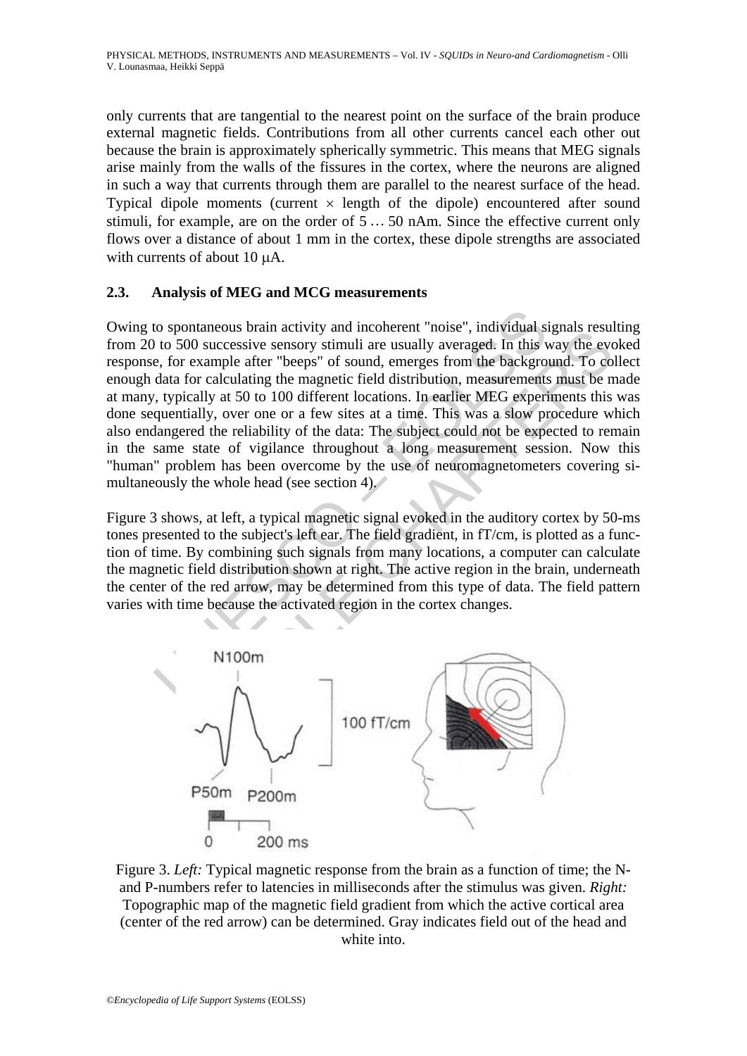only currents that are tangential to the nearest point on the surface of the brain produce external magnetic fields. Contributions from all other currents cancel each other out because the brain is approximately spherically symmetric. This means that MEG signals arise mainly from the walls of the fissures in the cortex, where the neurons are aligned in such a way that currents through them are parallel to the nearest surface of the head. Typical dipole moments (current $\times$ length of the dipole) encountered after sound stimuli, for example, are on the order of 5 … 50 nAm. Since the effective current only flows over a distance of about 1 mm in the cortex, these dipole strengths are associated with currents of about 10 μA.

### 2.3. Analysis of MEG and MCG measurements

Owing to spontaneous brain activity and incoherent "noise", individual signals resulting from 20 to 500 successive sensory stimuli are usually averaged. In this way the evoked response, for example after "beeps" of sound, emerges from the background. To collect enough data for calculating the magnetic field distribution, measurements must be made at many, typically at 50 to 100 different locations. In earlier MEG experiments this was done sequentially, over one or a few sites at a time. This was a slow procedure which also endangered the reliability of the data: The subject could not be expected to remain in the same state of vigilance throughout a long measurement session. Now this "human" problem has been overcome by the use of neuromagnetometers covering simultaneously the whole head (see section 4).

Figure 3 shows, at left, a typical magnetic signal evoked in the auditory cortex by 50-ms tones presented to the subject's left ear. The field gradient, in fT/cm, is plotted as a function of time. By combining such signals from many locations, a computer can calculate the magnetic field distribution shown at right. The active region in the brain, underneath the center of the red arrow, may be determined from this type of data. The field pattern varies with time because the activated region in the cortex changes.

Figure 3. *Left:* Typical magnetic response from the brain as a function of time; the N- and P-numbers refer to latencies in milliseconds after the stimulus was given. *Right:* Topographic map of the magnetic field gradient from which the active cortical area (center of the red arrow) can be determined. Gray indicates field out of the head and white into.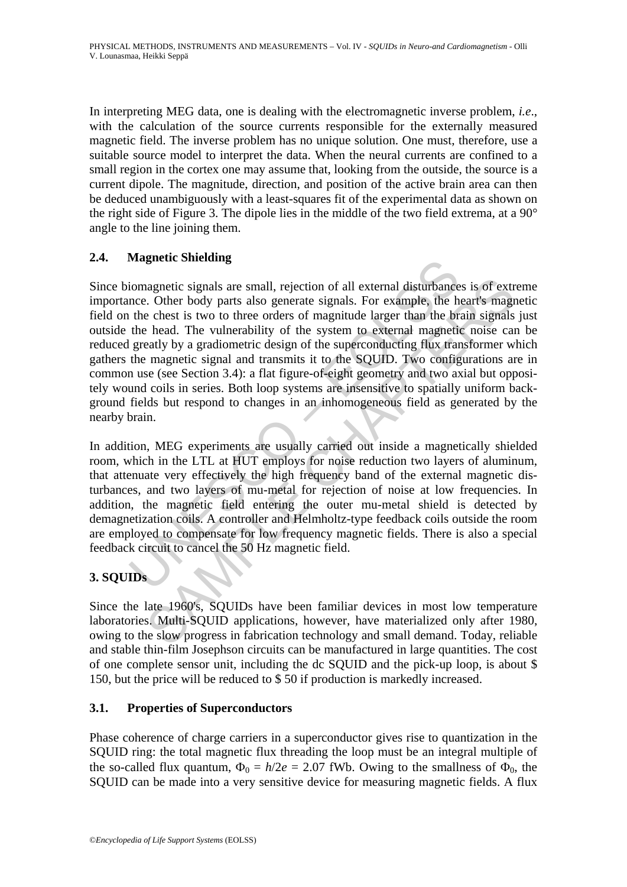In interpreting MEG data, one is dealing with the electromagnetic inverse problem, *i.e.*, with the calculation of the source currents responsible for the externally measured magnetic field. The inverse problem has no unique solution. One must, therefore, use a suitable source model to interpret the data. When the neural currents are confined to a small region in the cortex one may assume that, looking from the outside, the source is a current dipole. The magnitude, direction, and position of the active brain area can then be deduced unambiguously with a least-squares fit of the experimental data as shown on the right side of Figure 3. The dipole lies in the middle of the two field extrema, at a 90° angle to the line joining them.

## 2.4. Magnetic Shielding

Since biomagnetic signals are small, rejection of all external disturbances is of extreme importance. Other body parts also generate signals. For example, the heart's magnetic field on the chest is two to three orders of magnitude larger than the brain signals just outside the head. The vulnerability of the system to external magnetic noise can be reduced greatly by a gradiometric design of the superconducting flux transformer which gathers the magnetic signal and transmits it to the SQUID. Two configurations are in common use (see Section 3.4): a flat figure-of-eight geometry and two axial but oppositely wound coils in series. Both loop systems are insensitive to spatially uniform background fields but respond to changes in an inhomogeneous field as generated by the nearby brain.

In addition, MEG experiments are usually carried out inside a magnetically shielded room, which in the LTL at HUT employs for noise reduction two layers of aluminum, that attenuate very effectively the high frequency band of the external magnetic disturbances, and two layers of mu-metal for rejection of noise at low frequencies. In addition, the magnetic field entering the outer mu-metal shield is detected by demagnetization coils. A controller and Helmholtz-type feedback coils outside the room are employed to compensate for low frequency magnetic fields. There is also a special feedback circuit to cancel the 50 Hz magnetic field.

# 3. SQUIDs

Since the late 1960's, SQUIDs have been familiar devices in most low temperature laboratories. Multi-SQUID applications, however, have materialized only after 1980, owing to the slow progress in fabrication technology and small demand. Today, reliable and stable thin-film Josephson circuits can be manufactured in large quantities. The cost of one complete sensor unit, including the dc SQUID and the pick-up loop, is about $ 150, but the price will be reduced to $ 50 if production is markedly increased.

## 3.1. Properties of Superconductors

Phase coherence of charge carriers in a superconductor gives rise to quantization in the SQUID ring: the total magnetic flux threading the loop must be an integral multiple of the so-called flux quantum, $\Phi_0 = h/2e = 2.07$ fWb. Owing to the smallness of $\Phi_0$, the SQUID can be made into a very sensitive device for measuring magnetic fields. A flux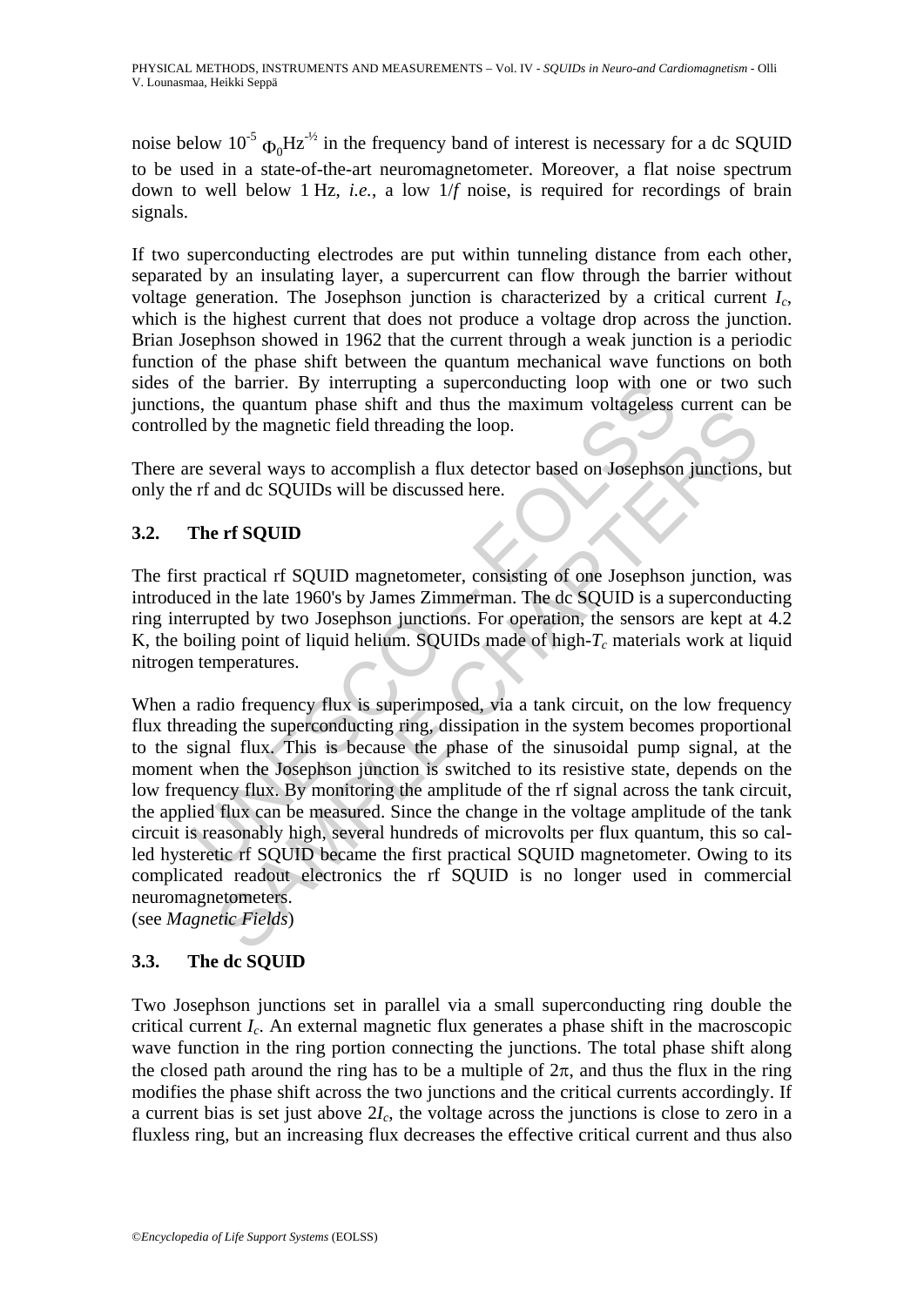noise below $10^{-5}$ $\Phi_0\text{Hz}^{-½}$ in the frequency band of interest is necessary for a dc SQUID to be used in a state-of-the-art neuromagnetometer. Moreover, a flat noise spectrum down to well below 1 Hz, *i.e.*, a low 1/*f* noise, is required for recordings of brain signals.

If two superconducting electrodes are put within tunneling distance from each other, separated by an insulating layer, a supercurrent can flow through the barrier without voltage generation. The Josephson junction is characterized by a critical current $I_c$, which is the highest current that does not produce a voltage drop across the junction. Brian Josephson showed in 1962 that the current through a weak junction is a periodic function of the phase shift between the quantum mechanical wave functions on both sides of the barrier. By interrupting a superconducting loop with one or two such junctions, the quantum phase shift and thus the maximum voltageless current can be controlled by the magnetic field threading the loop.

There are several ways to accomplish a flux detector based on Josephson junctions, but only the rf and dc SQUIDs will be discussed here.

### 3.2. The rf SQUID

The first practical rf SQUID magnetometer, consisting of one Josephson junction, was introduced in the late 1960's by James Zimmerman. The dc SQUID is a superconducting ring interrupted by two Josephson junctions. For operation, the sensors are kept at 4.2 K, the boiling point of liquid helium. SQUIDs made of high-$T_c$ materials work at liquid nitrogen temperatures.

When a radio frequency flux is superimposed, via a tank circuit, on the low frequency flux threading the superconducting ring, dissipation in the system becomes proportional to the signal flux. This is because the phase of the sinusoidal pump signal, at the moment when the Josephson junction is switched to its resistive state, depends on the low frequency flux. By monitoring the amplitude of the rf signal across the tank circuit, the applied flux can be measured. Since the change in the voltage amplitude of the tank circuit is reasonably high, several hundreds of microvolts per flux quantum, this so called hysteretic rf SQUID became the first practical SQUID magnetometer. Owing to its complicated readout electronics the rf SQUID is no longer used in commercial neuromagnetometers.
(see *Magnetic Fields*)

### 3.3. The dc SQUID

Two Josephson junctions set in parallel via a small superconducting ring double the critical current $I_c$. An external magnetic flux generates a phase shift in the macroscopic wave function in the ring portion connecting the junctions. The total phase shift along the closed path around the ring has to be a multiple of $2\pi$, and thus the flux in the ring modifies the phase shift across the two junctions and the critical currents accordingly. If a current bias is set just above $2I_c$, the voltage across the junctions is close to zero in a fluxless ring, but an increasing flux decreases the effective critical current and thus also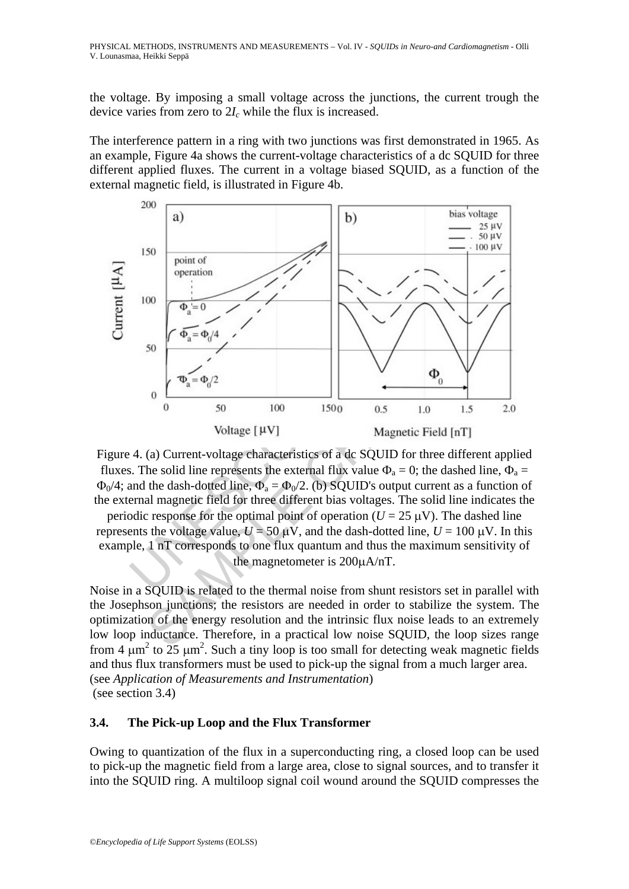the voltage. By imposing a small voltage across the junctions, the current trough the device varies from zero to $2I_c$ while the flux is increased.

The interference pattern in a ring with two junctions was first demonstrated in 1965. As an example, Figure 4a shows the current-voltage characteristics of a dc SQUID for three different applied fluxes. The current in a voltage biased SQUID, as a function of the external magnetic field, is illustrated in Figure 4b.

Figure 4. (a) Current-voltage characteristics of a dc SQUID for three different applied fluxes. The solid line represents the external flux value $\Phi_a = 0$; the dashed line, $\Phi_a = \Phi_0/4$; and the dash-dotted line, $\Phi_a = \Phi_0/2$. (b) SQUID's output current as a function of the external magnetic field for three different bias voltages. The solid line indicates the periodic response for the optimal point of operation ($U = 25$ μV). The dashed line represents the voltage value, $U = 50$ μV, and the dash-dotted line, $U = 100$ μV. In this example, 1 nT corresponds to one flux quantum and thus the maximum sensitivity of the magnetometer is 200μA/nT.

Noise in a SQUID is related to the thermal noise from shunt resistors set in parallel with the Josephson junctions; the resistors are needed in order to stabilize the system. The optimization of the energy resolution and the intrinsic flux noise leads to an extremely low loop inductance. Therefore, in a practical low noise SQUID, the loop sizes range from 4 μm$^2$ to 25 μm$^2$. Such a tiny loop is too small for detecting weak magnetic fields and thus flux transformers must be used to pick-up the signal from a much larger area. (see *Application of Measurements and Instrumentation*)
(see section 3.4)

### 3.4. The Pick-up Loop and the Flux Transformer

Owing to quantization of the flux in a superconducting ring, a closed loop can be used to pick-up the magnetic field from a large area, close to signal sources, and to transfer it into the SQUID ring. A multiloop signal coil wound around the SQUID compresses the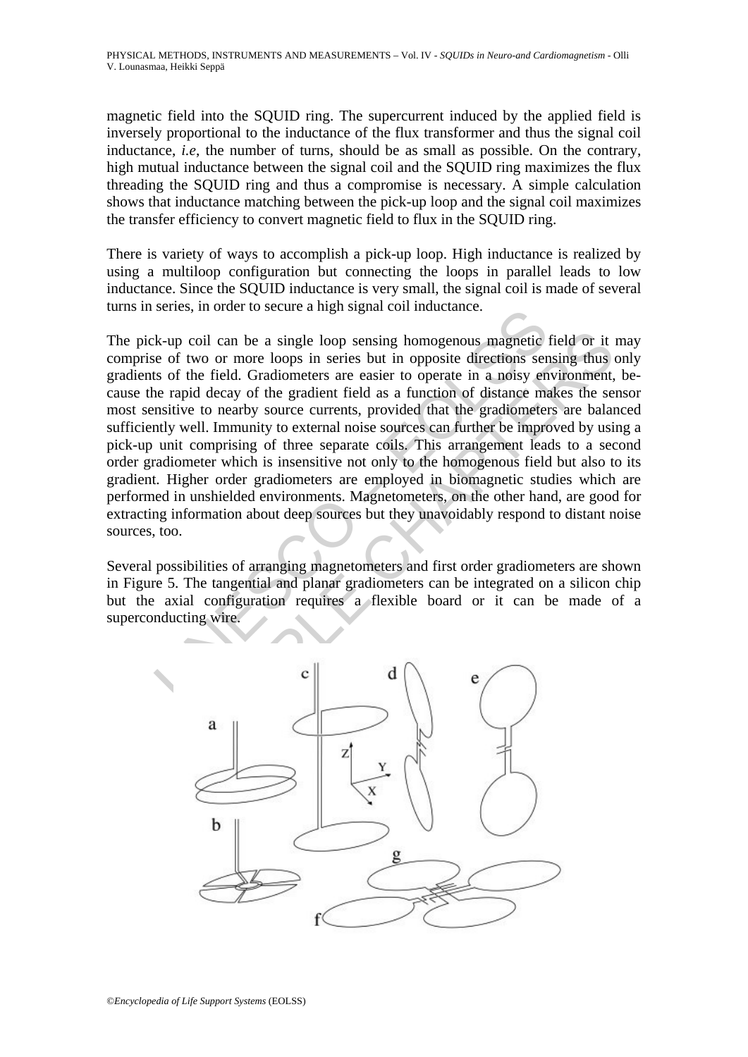magnetic field into the SQUID ring. The supercurrent induced by the applied field is inversely proportional to the inductance of the flux transformer and thus the signal coil inductance, *i.e*, the number of turns, should be as small as possible. On the contrary, high mutual inductance between the signal coil and the SQUID ring maximizes the flux threading the SQUID ring and thus a compromise is necessary. A simple calculation shows that inductance matching between the pick-up loop and the signal coil maximizes the transfer efficiency to convert magnetic field to flux in the SQUID ring.

There is variety of ways to accomplish a pick-up loop. High inductance is realized by using a multiloop configuration but connecting the loops in parallel leads to low inductance. Since the SQUID inductance is very small, the signal coil is made of several turns in series, in order to secure a high signal coil inductance.

The pick-up coil can be a single loop sensing homogenous magnetic field or it may comprise of two or more loops in series but in opposite directions sensing thus only gradients of the field. Gradiometers are easier to operate in a noisy environment, because the rapid decay of the gradient field as a function of distance makes the sensor most sensitive to nearby source currents, provided that the gradiometers are balanced sufficiently well. Immunity to external noise sources can further be improved by using a pick-up unit comprising of three separate coils. This arrangement leads to a second order gradiometer which is insensitive not only to the homogenous field but also to its gradient. Higher order gradiometers are employed in biomagnetic studies which are performed in unshielded environments. Magnetometers, on the other hand, are good for extracting information about deep sources but they unavoidably respond to distant noise sources, too.

Several possibilities of arranging magnetometers and first order gradiometers are shown in Figure 5. The tangential and planar gradiometers can be integrated on a silicon chip but the axial configuration requires a flexible board or it can be made of a superconducting wire.

a

b

c

d

e

f

g

Z

Y

X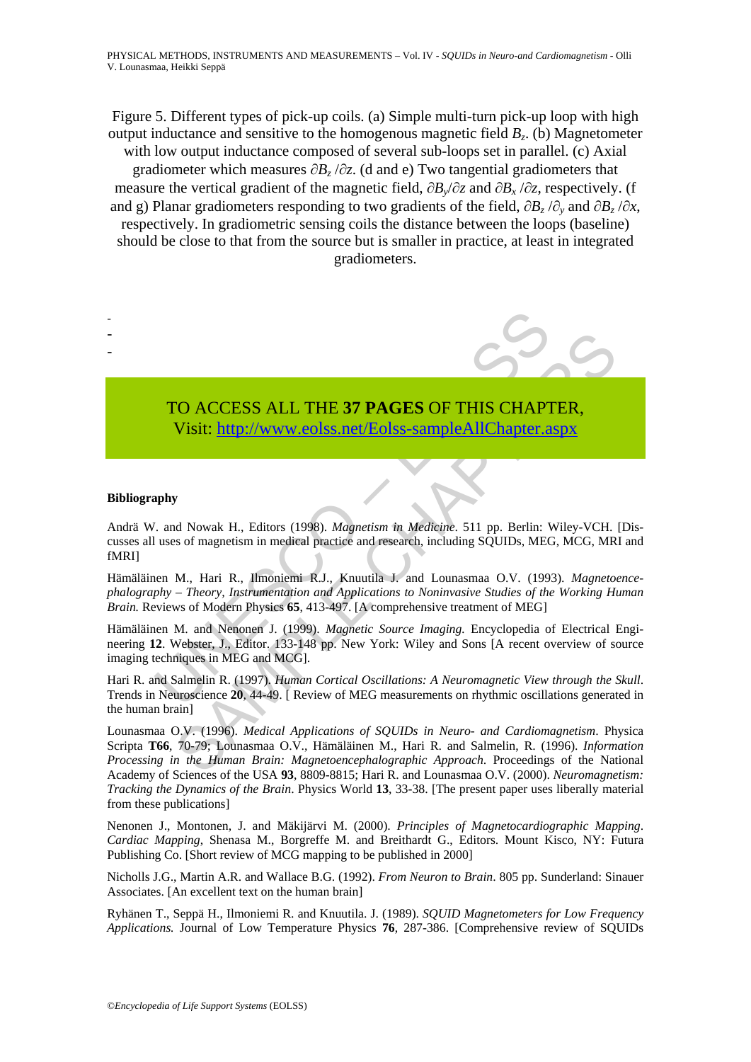Figure 5. Different types of pick-up coils. (a) Simple multi-turn pick-up loop with high output inductance and sensitive to the homogenous magnetic field $B_z$. (b) Magnetometer with low output inductance composed of several sub-loops set in parallel. (c) Axial gradiometer which measures $\partial B_z / \partial z$. (d and e) Two tangential gradiometers that measure the vertical gradient of the magnetic field, $\partial B_y / \partial z$ and $\partial B_x / \partial z$, respectively. (f and g) Planar gradiometers responding to two gradients of the field, $\partial B_z / \partial_y$ and $\partial B_z / \partial x$, respectively. In gradiometric sensing coils the distance between the loops (baseline) should be close to that from the source but is smaller in practice, at least in integrated gradiometers.

-
-
-

TO ACCESS ALL THE **37 PAGES** OF THIS CHAPTER,
Visit: http://www.eolss.net/Eolss-sampleAllChapter.aspx

**Bibliography**

Andrä W. and Nowak H., Editors (1998). *Magnetism in Medicine*. 511 pp. Berlin: Wiley-VCH. [Discusses all uses of magnetism in medical practice and research, including SQUIDs, MEG, MCG, MRI and fMRI]

Hämäläinen M., Hari R., Ilmoniemi R.J., Knuutila J. and Lounasmaa O.V. (1993). *Magnetoencephalography – Theory, Instrumentation and Applications to Noninvasive Studies of the Working Human Brain.* Reviews of Modern Physics **65**, 413-497. [A comprehensive treatment of MEG]

Hämäläinen M. and Nenonen J. (1999). *Magnetic Source Imaging.* Encyclopedia of Electrical Engineering **12**. Webster, J., Editor. 133-148 pp. New York: Wiley and Sons [A recent overview of source imaging techniques in MEG and MCG].

Hari R. and Salmelin R. (1997). *Human Cortical Oscillations: A Neuromagnetic View through the Skull*. Trends in Neuroscience **20**, 44-49. [ Review of MEG measurements on rhythmic oscillations generated in the human brain]

Lounasmaa O.V. (1996). *Medical Applications of SQUIDs in Neuro- and Cardiomagnetism*. Physica Scripta **T66**, 70-79; Lounasmaa O.V., Hämäläinen M., Hari R. and Salmelin, R. (1996). *Information Processing in the Human Brain: Magnetoencephalographic Approach.* Proceedings of the National Academy of Sciences of the USA **93**, 8809-8815; Hari R. and Lounasmaa O.V. (2000). *Neuromagnetism: Tracking the Dynamics of the Brain*. Physics World **13**, 33-38. [The present paper uses liberally material from these publications]

Nenonen J., Montonen, J. and Mäkijärvi M. (2000). *Principles of Magnetocardiographic Mapping*. *Cardiac Mapping*, Shenasa M., Borgreffe M. and Breithardt G., Editors. Mount Kisco, NY: Futura Publishing Co. [Short review of MCG mapping to be published in 2000]

Nicholls J.G., Martin A.R. and Wallace B.G. (1992). *From Neuron to Brain*. 805 pp. Sunderland: Sinauer Associates. [An excellent text on the human brain]

Ryhänen T., Seppä H., Ilmoniemi R. and Knuutila. J. (1989). *SQUID Magnetometers for Low Frequency Applications.* Journal of Low Temperature Physics **76**, 287-386. [Comprehensive review of SQUIDs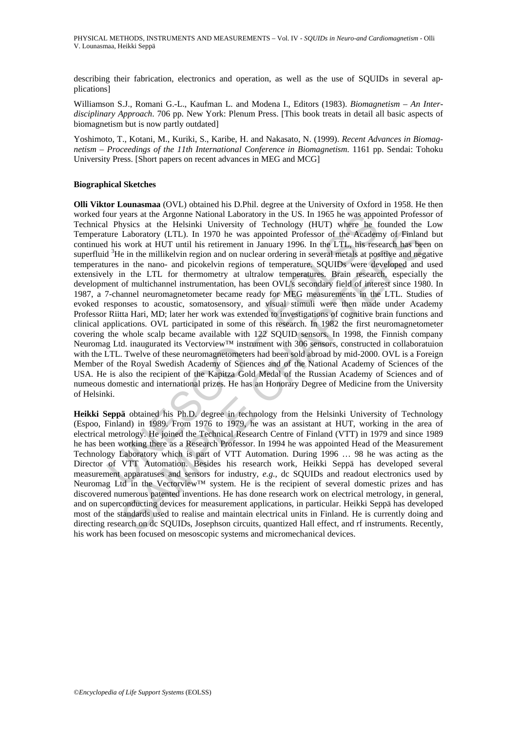describing their fabrication, electronics and operation, as well as the use of SQUIDs in several applications]

Williamson S.J., Romani G.-L., Kaufman L. and Modena I., Editors (1983). *Biomagnetism – An Interdisciplinary Approach*. 706 pp. New York: Plenum Press. [This book treats in detail all basic aspects of biomagnetism but is now partly outdated]

Yoshimoto, T., Kotani, M., Kuriki, S., Karibe, H. and Nakasato, N. (1999). *Recent Advances in Biomagnetism – Proceedings of the 11th International Conference in Biomagnetism.* 1161 pp. Sendai: Tohoku University Press. [Short papers on recent advances in MEG and MCG]

### Biographical Sketches

**Olli Viktor Lounasmaa** (OVL) obtained his D.Phil. degree at the University of Oxford in 1958. He then worked four years at the Argonne National Laboratory in the US. In 1965 he was appointed Professor of Technical Physics at the Helsinki University of Technology (HUT) where he founded the Low Temperature Laboratory (LTL). In 1970 he was appointed Professor of the Academy of Finland but continued his work at HUT until his retirement in January 1996. In the LTL, his research has been on superfluid $^3$He in the millikelvin region and on nuclear ordering in several metals at positive and negative temperatures in the nano- and picokelvin regions of temperature. SQUIDs were developed and used extensively in the LTL for thermometry at ultralow temperatures. Brain research, especially the development of multichannel instrumentation, has been OVL's secondary field of interest since 1980. In 1987, a 7-channel neuromagnetometer became ready for MEG measurements in the LTL. Studies of evoked responses to acoustic, somatosensory, and visual stimuli were then made under Academy Professor Riitta Hari, MD; later her work was extended to investigations of cognitive brain functions and clinical applications. OVL participated in some of this research. In 1982 the first neuromagnetometer covering the whole scalp became available with 122 SQUID sensors. In 1998, the Finnish company Neuromag Ltd. inaugurated its Vectorview™ instrument with 306 sensors, constructed in collaboratuion with the LTL. Twelve of these neuromagnetometers had been sold abroad by mid-2000. OVL is a Foreign Member of the Royal Swedish Academy of Sciences and of the National Academy of Sciences of the USA. He is also the recipient of the Kapitza Gold Medal of the Russian Academy of Sciences and of numeous domestic and international prizes. He has an Honorary Degree of Medicine from the University of Helsinki.

**Heikki Seppä** obtained his Ph.D. degree in technology from the Helsinki University of Technology (Espoo, Finland) in 1989. From 1976 to 1979, he was an assistant at HUT, working in the area of electrical metrology. He joined the Technical Research Centre of Finland (VTT) in 1979 and since 1989 he has been working there as a Research Professor. In 1994 he was appointed Head of the Measurement Technology Laboratory which is part of VTT Automation. During 1996 … 98 he was acting as the Director of VTT Automation. Besides his research work, Heikki Seppä has developed several measurement apparatuses and sensors for industry, *e.g.*, dc SQUIDs and readout electronics used by Neuromag Ltd in the Vectorview™ system. He is the recipient of several domestic prizes and has discovered numerous patented inventions. He has done research work on electrical metrology, in general, and on superconducting devices for measurement applications, in particular. Heikki Seppä has developed most of the standards used to realise and maintain electrical units in Finland. He is currently doing and directing research on dc SQUIDs, Josephson circuits, quantized Hall effect, and rf instruments. Recently, his work has been focused on mesoscopic systems and micromechanical devices.